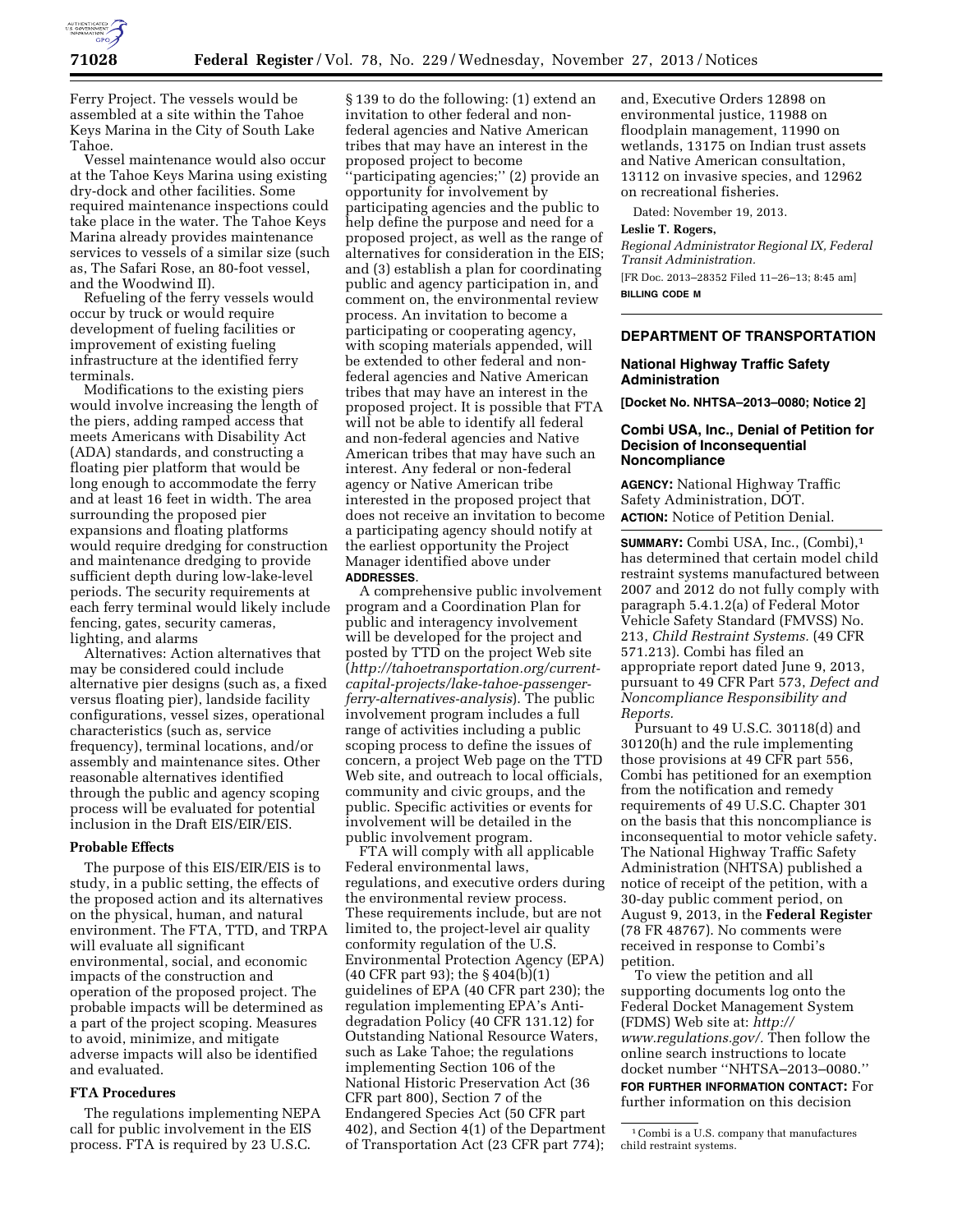Ferry Project. The vessels would be assembled at a site within the Tahoe Keys Marina in the City of South Lake Tahoe.

Vessel maintenance would also occur at the Tahoe Keys Marina using existing dry-dock and other facilities. Some required maintenance inspections could take place in the water. The Tahoe Keys Marina already provides maintenance services to vessels of a similar size (such as, The Safari Rose, an 80-foot vessel, and the Woodwind II).

Refueling of the ferry vessels would occur by truck or would require development of fueling facilities or improvement of existing fueling infrastructure at the identified ferry terminals.

Modifications to the existing piers would involve increasing the length of the piers, adding ramped access that meets Americans with Disability Act (ADA) standards, and constructing a floating pier platform that would be long enough to accommodate the ferry and at least 16 feet in width. The area surrounding the proposed pier expansions and floating platforms would require dredging for construction and maintenance dredging to provide sufficient depth during low-lake-level periods. The security requirements at each ferry terminal would likely include fencing, gates, security cameras, lighting, and alarms

Alternatives: Action alternatives that may be considered could include alternative pier designs (such as, a fixed versus floating pier), landside facility configurations, vessel sizes, operational characteristics (such as, service frequency), terminal locations, and/or assembly and maintenance sites. Other reasonable alternatives identified through the public and agency scoping process will be evaluated for potential inclusion in the Draft EIS/EIR/EIS.

### Probable Effects

The purpose of this EIS/EIR/EIS is to study, in a public setting, the effects of the proposed action and its alternatives on the physical, human, and natural environment. The FTA, TTD, and TRPA will evaluate all significant environmental, social, and economic impacts of the construction and operation of the proposed project. The probable impacts will be determined as a part of the project scoping. Measures to avoid, minimize, and mitigate adverse impacts will also be identified and evaluated.

### FTA Procedures

The regulations implementing NEPA call for public involvement in the EIS process. FTA is required by 23 U.S.C. § 139 to do the following: (1) extend an invitation to other federal and non-federal agencies and Native American tribes that may have an interest in the proposed project to become ''participating agencies;'' (2) provide an opportunity for involvement by participating agencies and the public to help define the purpose and need for a proposed project, as well as the range of alternatives for consideration in the EIS; and (3) establish a plan for coordinating public and agency participation in, and comment on, the environmental review process. An invitation to become a participating or cooperating agency, with scoping materials appended, will be extended to other federal and non-federal agencies and Native American tribes that may have an interest in the proposed project. It is possible that FTA will not be able to identify all federal and non-federal agencies and Native American tribes that may have such an interest. Any federal or non-federal agency or Native American tribe interested in the proposed project that does not receive an invitation to become a participating agency should notify at the earliest opportunity the Project Manager identified above under **ADDRESSES**.

A comprehensive public involvement program and a Coordination Plan for public and interagency involvement will be developed for the project and posted by TTD on the project Web site (*http://tahoetransportation.org/current-capital-projects/lake-tahoe-passenger-ferry-alternatives-analysis*). The public involvement program includes a full range of activities including a public scoping process to define the issues of concern, a project Web page on the TTD Web site, and outreach to local officials, community and civic groups, and the public. Specific activities or events for involvement will be detailed in the public involvement program.

FTA will comply with all applicable Federal environmental laws, regulations, and executive orders during the environmental review process. These requirements include, but are not limited to, the project-level air quality conformity regulation of the U.S. Environmental Protection Agency (EPA) (40 CFR part 93); the § 404(b)(1) guidelines of EPA (40 CFR part 230); the regulation implementing EPA's Anti-degradation Policy (40 CFR 131.12) for Outstanding National Resource Waters, such as Lake Tahoe; the regulations implementing Section 106 of the National Historic Preservation Act (36 CFR part 800), Section 7 of the Endangered Species Act (50 CFR part 402), and Section 4(1) of the Department of Transportation Act (23 CFR part 774); and, Executive Orders 12898 on environmental justice, 11988 on floodplain management, 11990 on wetlands, 13175 on Indian trust assets and Native American consultation, 13112 on invasive species, and 12962 on recreational fisheries.

Dated: November 19, 2013.

**Leslie T. Rogers,**

*Regional Administrator Regional IX, Federal Transit Administration.*

[FR Doc. 2013–28352 Filed 11–26–13; 8:45 am]

**BILLING CODE M**

---

## DEPARTMENT OF TRANSPORTATION

### National Highway Traffic Safety Administration

**[Docket No. NHTSA–2013–0080; Notice 2]**

### Combi USA, Inc., Denial of Petition for Decision of Inconsequential Noncompliance

**AGENCY:** National Highway Traffic Safety Administration, DOT.

**ACTION:** Notice of Petition Denial.

**SUMMARY:** Combi USA, Inc., (Combi),[1] has determined that certain model child restraint systems manufactured between 2007 and 2012 do not fully comply with paragraph 5.4.1.2(a) of Federal Motor Vehicle Safety Standard (FMVSS) No. 213, *Child Restraint Systems.* (49 CFR 571.213). Combi has filed an appropriate report dated June 9, 2013, pursuant to 49 CFR Part 573, *Defect and Noncompliance Responsibility and Reports.*

Pursuant to 49 U.S.C. 30118(d) and 30120(h) and the rule implementing those provisions at 49 CFR part 556, Combi has petitioned for an exemption from the notification and remedy requirements of 49 U.S.C. Chapter 301 on the basis that this noncompliance is inconsequential to motor vehicle safety. The National Highway Traffic Safety Administration (NHTSA) published a notice of receipt of the petition, with a 30-day public comment period, on August 9, 2013, in the **Federal Register** (78 FR 48767). No comments were received in response to Combi's petition.

To view the petition and all supporting documents log onto the Federal Docket Management System (FDMS) Web site at: *http://www.regulations.gov/.* Then follow the online search instructions to locate docket number ''NHTSA–2013–0080.''

**FOR FURTHER INFORMATION CONTACT:** For further information on this decision

[1] Combi is a U.S. company that manufactures child restraint systems.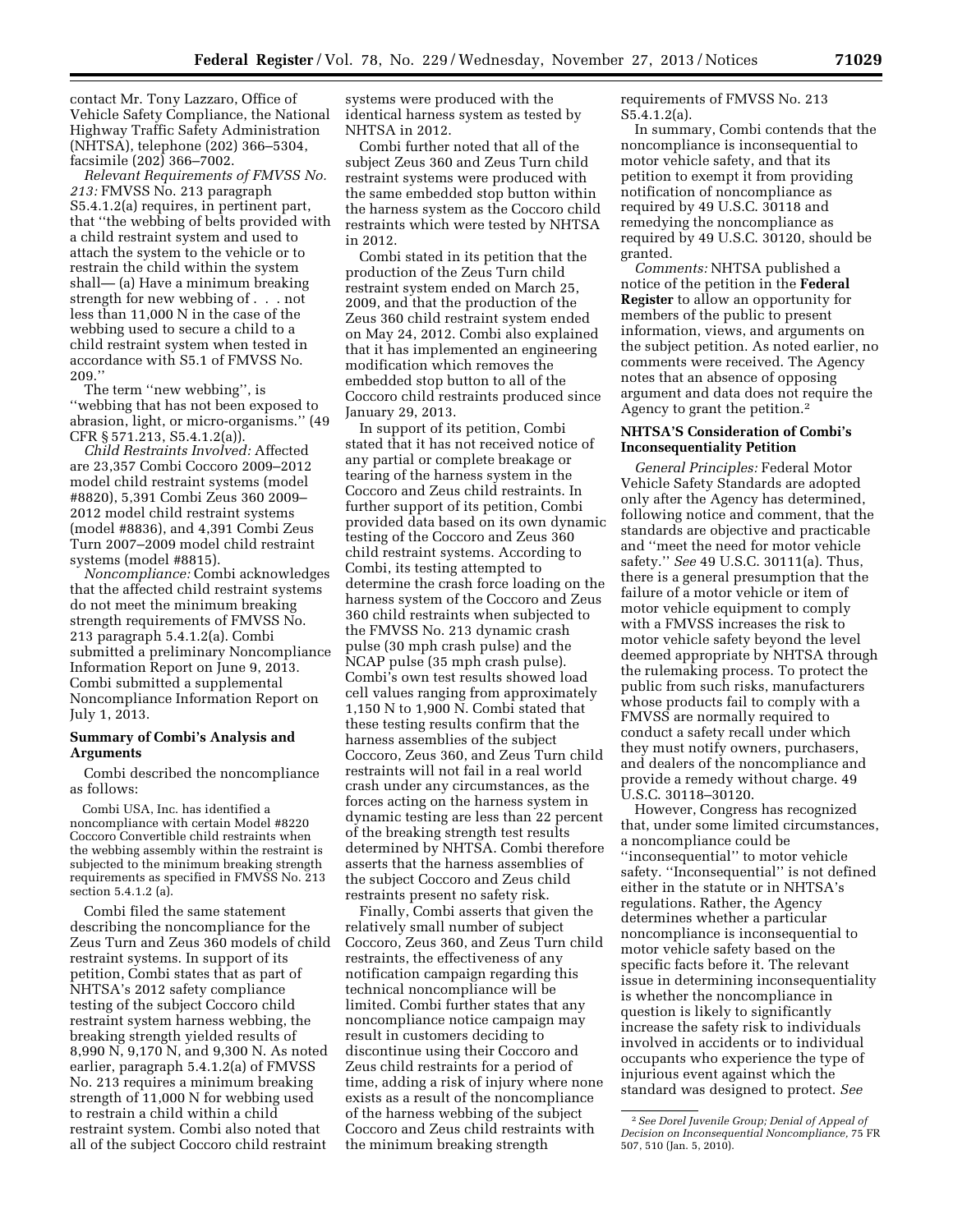contact Mr. Tony Lazzaro, Office of Vehicle Safety Compliance, the National Highway Traffic Safety Administration (NHTSA), telephone (202) 366–5304, facsimile (202) 366–7002.

*Relevant Requirements of FMVSS No. 213:* FMVSS No. 213 paragraph S5.4.1.2(a) requires, in pertinent part, that ''the webbing of belts provided with a child restraint system and used to attach the system to the vehicle or to restrain the child within the system shall— (a) Have a minimum breaking strength for new webbing of . . . not less than 11,000 N in the case of the webbing used to secure a child to a child restraint system when tested in accordance with S5.1 of FMVSS No. 209.''

The term ''new webbing'', is ''webbing that has not been exposed to abrasion, light, or micro-organisms.'' (49 CFR § 571.213, S5.4.1.2(a)).

*Child Restraints Involved:* Affected are 23,357 Combi Coccoro 2009–2012 model child restraint systems (model #8820), 5,391 Combi Zeus 360 2009–2012 model child restraint systems (model #8836), and 4,391 Combi Zeus Turn 2007–2009 model child restraint systems (model #8815).

*Noncompliance:* Combi acknowledges that the affected child restraint systems do not meet the minimum breaking strength requirements of FMVSS No. 213 paragraph 5.4.1.2(a). Combi submitted a preliminary Noncompliance Information Report on June 9, 2013. Combi submitted a supplemental Noncompliance Information Report on July 1, 2013.

## Summary of Combi's Analysis and Arguments

Combi described the noncompliance as follows:

> Combi USA, Inc. has identified a noncompliance with certain Model #8220 Coccoro Convertible child restraints when the webbing assembly within the restraint is subjected to the minimum breaking strength requirements as specified in FMVSS No. 213 section 5.4.1.2 (a).

Combi filed the same statement describing the noncompliance for the Zeus Turn and Zeus 360 models of child restraint systems. In support of its petition, Combi states that as part of NHTSA's 2012 safety compliance testing of the subject Coccoro child restraint system harness webbing, the breaking strength yielded results of 8,990 N, 9,170 N, and 9,300 N. As noted earlier, paragraph 5.4.1.2(a) of FMVSS No. 213 requires a minimum breaking strength of 11,000 N for webbing used to restrain a child within a child restraint system. Combi also noted that all of the subject Coccoro child restraint systems were produced with the identical harness system as tested by NHTSA in 2012.

Combi further noted that all of the subject Zeus 360 and Zeus Turn child restraint systems were produced with the same embedded stop button within the harness system as the Coccoro child restraints which were tested by NHTSA in 2012.

Combi stated in its petition that the production of the Zeus Turn child restraint system ended on March 25, 2009, and that the production of the Zeus 360 child restraint system ended on May 24, 2012. Combi also explained that it has implemented an engineering modification which removes the embedded stop button to all of the Coccoro child restraints produced since January 29, 2013.

In support of its petition, Combi stated that it has not received notice of any partial or complete breakage or tearing of the harness system in the Coccoro and Zeus child restraints. In further support of its petition, Combi provided data based on its own dynamic testing of the Coccoro and Zeus 360 child restraint systems. According to Combi, its testing attempted to determine the crash force loading on the harness system of the Coccoro and Zeus 360 child restraints when subjected to the FMVSS No. 213 dynamic crash pulse (30 mph crash pulse) and the NCAP pulse (35 mph crash pulse). Combi's own test results showed load cell values ranging from approximately 1,150 N to 1,900 N. Combi stated that these testing results confirm that the harness assemblies of the subject Coccoro, Zeus 360, and Zeus Turn child restraints will not fail in a real world crash under any circumstances, as the forces acting on the harness system in dynamic testing are less than 22 percent of the breaking strength test results determined by NHTSA. Combi therefore asserts that the harness assemblies of the subject Coccoro and Zeus child restraints present no safety risk.

Finally, Combi asserts that given the relatively small number of subject Coccoro, Zeus 360, and Zeus Turn child restraints, the effectiveness of any notification campaign regarding this technical noncompliance will be limited. Combi further states that any noncompliance notice campaign may result in customers deciding to discontinue using their Coccoro and Zeus child restraints for a period of time, adding a risk of injury where none exists as a result of the noncompliance of the harness webbing of the subject Coccoro and Zeus child restraints with the minimum breaking strength requirements of FMVSS No. 213 S5.4.1.2(a).

In summary, Combi contends that the noncompliance is inconsequential to motor vehicle safety, and that its petition to exempt it from providing notification of noncompliance as required by 49 U.S.C. 30118 and remedying the noncompliance as required by 49 U.S.C. 30120, should be granted.

*Comments:* NHTSA published a notice of the petition in the **Federal Register** to allow an opportunity for members of the public to present information, views, and arguments on the subject petition. As noted earlier, no comments were received. The Agency notes that an absence of opposing argument and data does not require the Agency to grant the petition.[2]

## NHTSA'S Consideration of Combi's Inconsequentiality Petition

*General Principles:* Federal Motor Vehicle Safety Standards are adopted only after the Agency has determined, following notice and comment, that the standards are objective and practicable and ''meet the need for motor vehicle safety.'' *See* 49 U.S.C. 30111(a). Thus, there is a general presumption that the failure of a motor vehicle or item of motor vehicle equipment to comply with a FMVSS increases the risk to motor vehicle safety beyond the level deemed appropriate by NHTSA through the rulemaking process. To protect the public from such risks, manufacturers whose products fail to comply with a FMVSS are normally required to conduct a safety recall under which they must notify owners, purchasers, and dealers of the noncompliance and provide a remedy without charge. 49 U.S.C. 30118–30120.

However, Congress has recognized that, under some limited circumstances, a noncompliance could be ''inconsequential'' to motor vehicle safety. ''Inconsequential'' is not defined either in the statute or in NHTSA's regulations. Rather, the Agency determines whether a particular noncompliance is inconsequential to motor vehicle safety based on the specific facts before it. The relevant issue in determining inconsequentiality is whether the noncompliance in question is likely to significantly increase the safety risk to individuals involved in accidents or to individual occupants who experience the type of injurious event against which the standard was designed to protect. *See*

[2] *See Dorel Juvenile Group; Denial of Appeal of Decision on Inconsequential Noncompliance,* 75 FR 507, 510 (Jan. 5, 2010).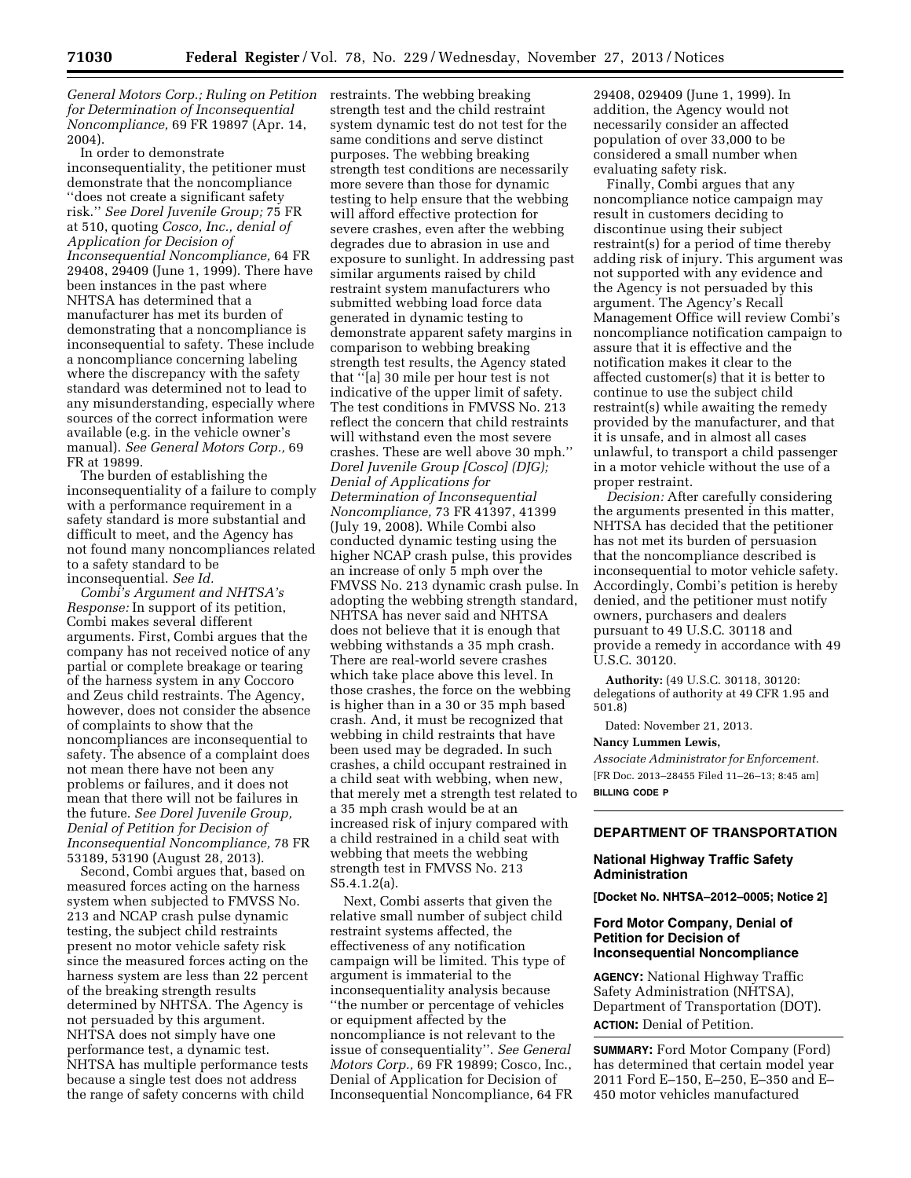*General Motors Corp.; Ruling on Petition for Determination of Inconsequential Noncompliance,* 69 FR 19897 (Apr. 14, 2004).

In order to demonstrate inconsequentiality, the petitioner must demonstrate that the noncompliance "does not create a significant safety risk." *See Dorel Juvenile Group;* 75 FR at 510, quoting *Cosco, Inc., denial of Application for Decision of Inconsequential Noncompliance,* 64 FR 29408, 29409 (June 1, 1999). There have been instances in the past where NHTSA has determined that a manufacturer has met its burden of demonstrating that a noncompliance is inconsequential to safety. These include a noncompliance concerning labeling where the discrepancy with the safety standard was determined not to lead to any misunderstanding, especially where sources of the correct information were available (e.g. in the vehicle owner's manual). *See General Motors Corp.,* 69 FR at 19899.

The burden of establishing the inconsequentiality of a failure to comply with a performance requirement in a safety standard is more substantial and difficult to meet, and the Agency has not found many noncompliances related to a safety standard to be inconsequential. *See Id.*

*Combi's Argument and NHTSA's Response:* In support of its petition, Combi makes several different arguments. First, Combi argues that the company has not received notice of any partial or complete breakage or tearing of the harness system in any Coccoro and Zeus child restraints. The Agency, however, does not consider the absence of complaints to show that the noncompliances are inconsequential to safety. The absence of a complaint does not mean there have not been any problems or failures, and it does not mean that there will not be failures in the future. *See Dorel Juvenile Group, Denial of Petition for Decision of Inconsequential Noncompliance,* 78 FR 53189, 53190 (August 28, 2013).

Second, Combi argues that, based on measured forces acting on the harness system when subjected to FMVSS No. 213 and NCAP crash pulse dynamic testing, the subject child restraints present no motor vehicle safety risk since the measured forces acting on the harness system are less than 22 percent of the breaking strength results determined by NHTSA. The Agency is not persuaded by this argument. NHTSA does not simply have one performance test, a dynamic test. NHTSA has multiple performance tests because a single test does not address the range of safety concerns with child restraints. The webbing breaking strength test and the child restraint system dynamic test do not test for the same conditions and serve distinct purposes. The webbing breaking strength test conditions are necessarily more severe than those for dynamic testing to help ensure that the webbing will afford effective protection for severe crashes, even after the webbing degrades due to abrasion in use and exposure to sunlight. In addressing past similar arguments raised by child restraint system manufacturers who submitted webbing load force data generated in dynamic testing to demonstrate apparent safety margins in comparison to webbing breaking strength test results, the Agency stated that "[a] 30 mile per hour test is not indicative of the upper limit of safety. The test conditions in FMVSS No. 213 reflect the concern that child restraints will withstand even the most severe crashes. These are well above 30 mph." *Dorel Juvenile Group [Cosco] (DJG); Denial of Applications for Determination of Inconsequential Noncompliance,* 73 FR 41397, 41399 (July 19, 2008). While Combi also conducted dynamic testing using the higher NCAP crash pulse, this provides an increase of only 5 mph over the FMVSS No. 213 dynamic crash pulse. In adopting the webbing strength standard, NHTSA has never said and NHTSA does not believe that it is enough that webbing withstands a 35 mph crash. There are real-world severe crashes which take place above this level. In those crashes, the force on the webbing is higher than in a 30 or 35 mph based crash. And, it must be recognized that webbing in child restraints that have been used may be degraded. In such crashes, a child occupant restrained in a child seat with webbing, when new, that merely met a strength test related to a 35 mph crash would be at an increased risk of injury compared with a child restrained in a child seat with webbing that meets the webbing strength test in FMVSS No. 213 S5.4.1.2(a).

Next, Combi asserts that given the relative small number of subject child restraint systems affected, the effectiveness of any notification campaign will be limited. This type of argument is immaterial to the inconsequentiality analysis because "the number or percentage of vehicles or equipment affected by the noncompliance is not relevant to the issue of consequentiality". *See General Motors Corp.,* 69 FR 19899; Cosco, Inc., Denial of Application for Decision of Inconsequential Noncompliance, 64 FR 29408, 029409 (June 1, 1999). In addition, the Agency would not necessarily consider an affected population of over 33,000 to be considered a small number when evaluating safety risk.

Finally, Combi argues that any noncompliance notice campaign may result in customers deciding to discontinue using their subject restraint(s) for a period of time thereby adding risk of injury. This argument was not supported with any evidence and the Agency is not persuaded by this argument. The Agency's Recall Management Office will review Combi's noncompliance notification campaign to assure that it is effective and the notification makes it clear to the affected customer(s) that it is better to continue to use the subject child restraint(s) while awaiting the remedy provided by the manufacturer, and that it is unsafe, and in almost all cases unlawful, to transport a child passenger in a motor vehicle without the use of a proper restraint.

*Decision:* After carefully considering the arguments presented in this matter, NHTSA has decided that the petitioner has not met its burden of persuasion that the noncompliance described is inconsequential to motor vehicle safety. Accordingly, Combi's petition is hereby denied, and the petitioner must notify owners, purchasers and dealers pursuant to 49 U.S.C. 30118 and provide a remedy in accordance with 49 U.S.C. 30120.

**Authority:** (49 U.S.C. 30118, 30120: delegations of authority at 49 CFR 1.95 and 501.8)

Dated: November 21, 2013.

**Nancy Lummen Lewis,**

*Associate Administrator for Enforcement.*

[FR Doc. 2013–28455 Filed 11–26–13; 8:45 am]

**BILLING CODE P**

## DEPARTMENT OF TRANSPORTATION

### National Highway Traffic Safety Administration

**[Docket No. NHTSA–2012–0005; Notice 2]**

### Ford Motor Company, Denial of Petition for Decision of Inconsequential Noncompliance

**AGENCY:** National Highway Traffic Safety Administration (NHTSA), Department of Transportation (DOT).

**ACTION:** Denial of Petition.

**SUMMARY:** Ford Motor Company (Ford) has determined that certain model year 2011 Ford E–150, E–250, E–350 and E–450 motor vehicles manufactured